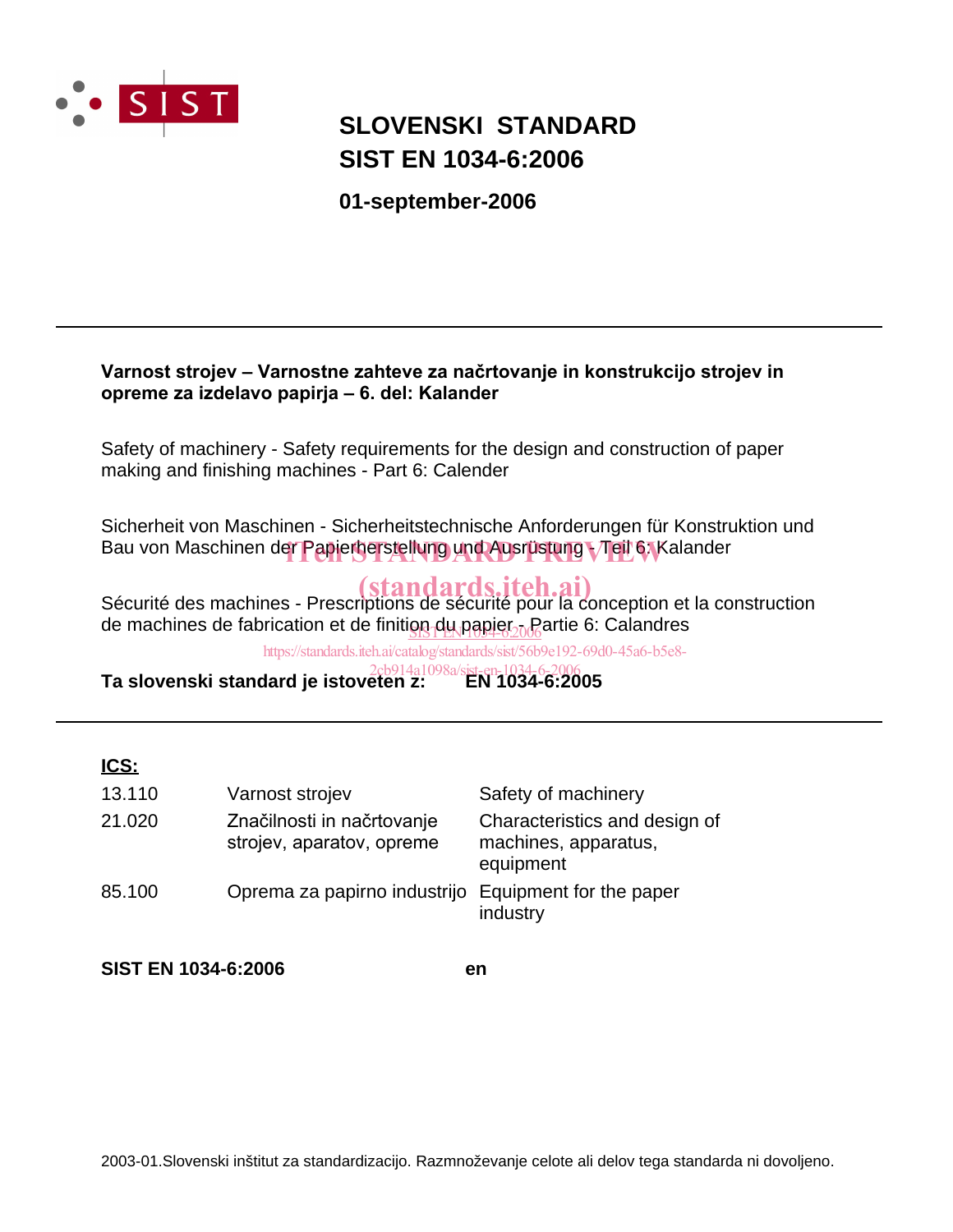# SLOVENSKI STANDARD
# SIST EN 1034-6:2006

**01-september-2006**

---

**Varnost strojev – Varnostne zahteve za načrtovanje in konstrukcijo strojev in opreme za izdelavo papirja – 6. del: Kalander**

Safety of machinery - Safety requirements for the design and construction of paper making and finishing machines - Part 6: Calender

Sicherheit von Maschinen - Sicherheitstechnische Anforderungen für Konstruktion und Bau von Maschinen der Papierherstellung und Ausrüstung - Teil 6: Kalander

Sécurité des machines - Prescriptions de sécurité pour la conception et la construction de machines de fabrication et de finition du papier - Partie 6: Calandres

**Ta slovenski standard je istoveten z: EN 1034-6:2005**

---

**ICS:**

| | | |
|---|---|---|
| 13.110 | Varnost strojev | Safety of machinery |
| 21.020 | Značilnosti in načrtovanje strojev, aparatov, opreme | Characteristics and design of machines, apparatus, equipment |
| 85.100 | Oprema za papirno industrijo | Equipment for the paper industry |

**SIST EN 1034-6:2006** **en**

2003-01.Slovenski inštitut za standardizacijo. Razmnoževanje celote ali delov tega standarda ni dovoljeno.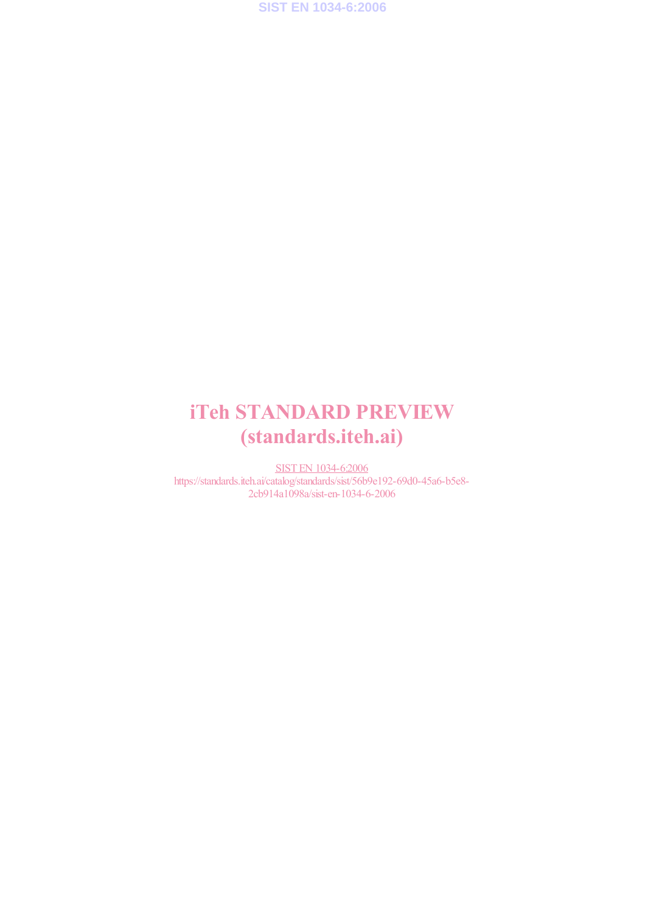iTeh STANDARD PREVIEW
(standards.iteh.ai)

SIST EN 1034-6:2006
https://standards.iteh.ai/catalog/standards/sist/56b9e192-69d0-45a6-b5e8-2cb914a1098a/sist-en-1034-6-2006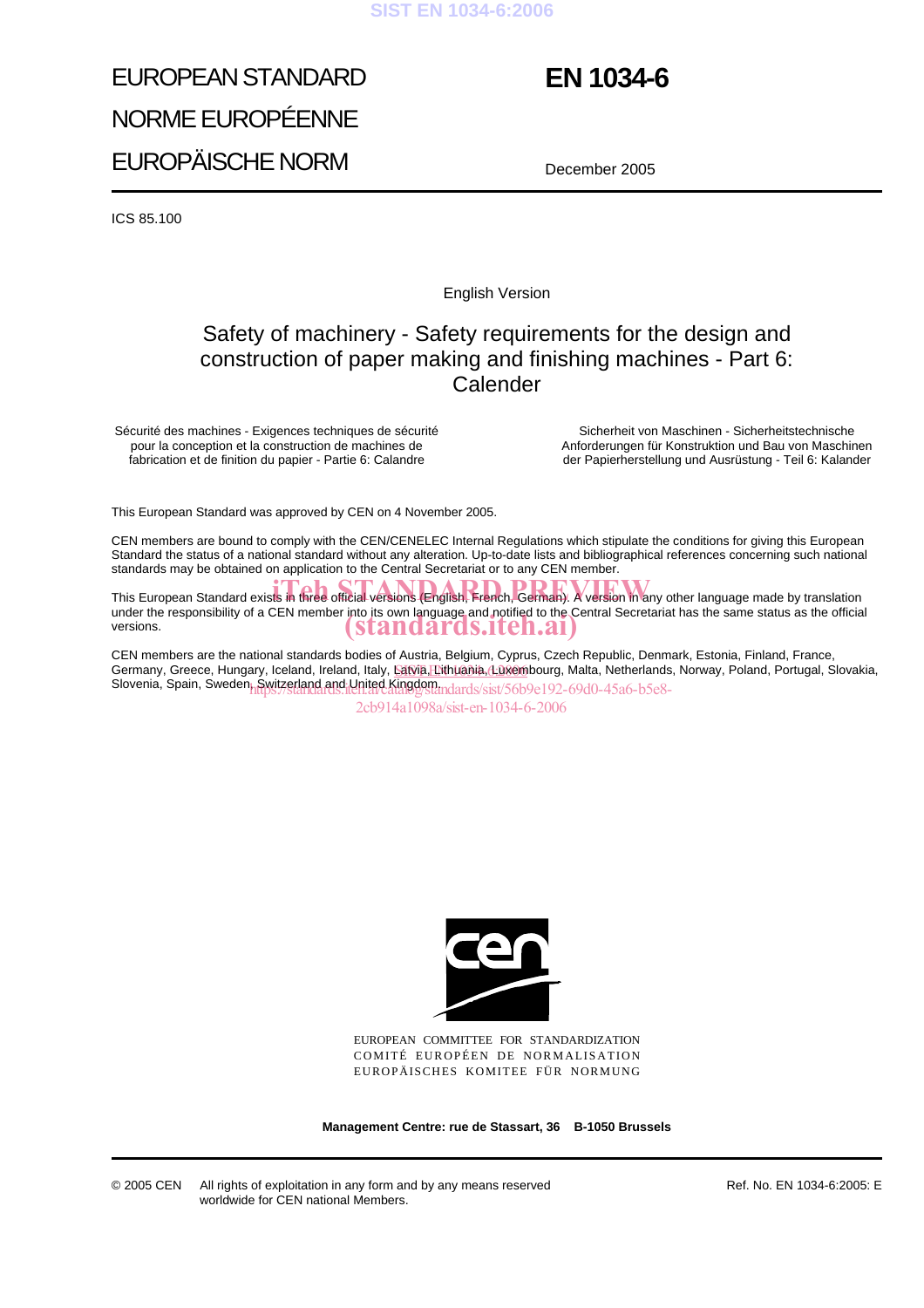EUROPEAN STANDARD

NORME EUROPÉENNE

EUROPÄISCHE NORM

**EN 1034-6**

December 2005

ICS 85.100

English Version

# Safety of machinery - Safety requirements for the design and construction of paper making and finishing machines - Part 6: Calender

Sécurité des machines - Exigences techniques de sécurité pour la conception et la construction de machines de fabrication et de finition du papier - Partie 6: Calandre

Sicherheit von Maschinen - Sicherheitstechnische Anforderungen für Konstruktion und Bau von Maschinen der Papierherstellung und Ausrüstung - Teil 6: Kalander

This European Standard was approved by CEN on 4 November 2005.

CEN members are bound to comply with the CEN/CENELEC Internal Regulations which stipulate the conditions for giving this European Standard the status of a national standard without any alteration. Up-to-date lists and bibliographical references concerning such national standards may be obtained on application to the Central Secretariat or to any CEN member.

This European Standard exists in three official versions (English, French, German). A version in any other language made by translation under the responsibility of a CEN member into its own language and notified to the Central Secretariat has the same status as the official versions.

CEN members are the national standards bodies of Austria, Belgium, Cyprus, Czech Republic, Denmark, Estonia, Finland, France, Germany, Greece, Hungary, Iceland, Ireland, Italy, Latvia, Lithuania, Luxembourg, Malta, Netherlands, Norway, Poland, Portugal, Slovakia, Slovenia, Spain, Sweden, Switzerland and United Kingdom.

EUROPEAN COMMITTEE FOR STANDARDIZATION
COMITÉ EUROPÉEN DE NORMALISATION
EUROPÄISCHES KOMITEE FÜR NORMUNG

**Management Centre: rue de Stassart, 36 B-1050 Brussels**

© 2005 CEN All rights of exploitation in any form and by any means reserved worldwide for CEN national Members.

Ref. No. EN 1034-6:2005: E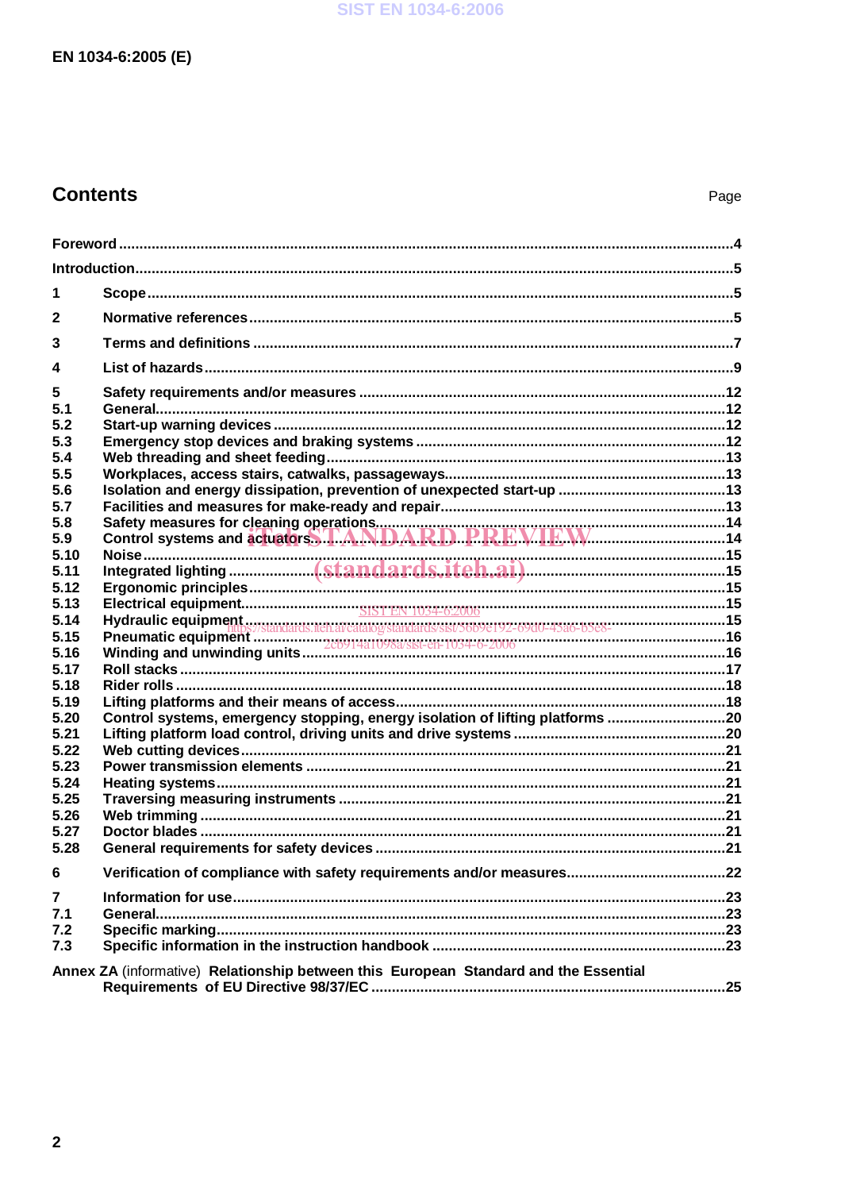## Contents

Page

Foreword ....................................................................................................................................4

Introduction ..................................................................................................................................5

1 Scope ..........................................................................................................................................5

2 Normative references .................................................................................................................5

3 Terms and definitions .................................................................................................................7

4 List of hazards ............................................................................................................................9

5 Safety requirements and/or measures .....................................................................................12
5.1 General.....................................................................................................................................12
5.2 Start-up warning devices ........................................................................................................12
5.3 Emergency stop devices and braking systems .....................................................................12
5.4 Web threading and sheet feeding...........................................................................................13
5.5 Workplaces, access stairs, catwalks, passageways..............................................................13
5.6 Isolation and energy dissipation, prevention of unexpected start-up ...................................13
5.7 Facilities and measures for make-ready and repair...............................................................13
5.8 Safety measures for cleaning operations...............................................................................14
5.9 Control systems and actuators...............................................................................................14
5.10 Noise ........................................................................................................................................15
5.11 Integrated lighting ...................................................................................................................15
5.12 Ergonomic principles...............................................................................................................15
5.13 Electrical equipment................................................................................................................15
5.14 Hydraulic equipment ...............................................................................................................15
5.15 Pneumatic equipment ..............................................................................................................16
5.16 Winding and unwinding units..................................................................................................16
5.17 Roll stacks ...............................................................................................................................17
5.18 Rider rolls .................................................................................................................................18
5.19 Lifting platforms and their means of access...........................................................................18
5.20 Control systems, emergency stopping, energy isolation of lifting platforms .........................20
5.21 Lifting platform load control, driving units and drive systems ...............................................20
5.22 Web cutting devices.................................................................................................................21
5.23 Power transmission elements .................................................................................................21
5.24 Heating systems.......................................................................................................................21
5.25 Traversing measuring instruments .........................................................................................21
5.26 Web trimming ...........................................................................................................................21
5.27 Doctor blades ...........................................................................................................................21
5.28 General requirements for safety devices ................................................................................21

6 Verification of compliance with safety requirements and/or measures......................................22

7 Information for use.....................................................................................................................23
7.1 General......................................................................................................................................23
7.2 Specific marking........................................................................................................................23
7.3 Specific information in the instruction handbook ....................................................................23

Annex ZA (informative) Relationship between this European Standard and the Essential Requirements of EU Directive 98/37/EC ....................................................................................25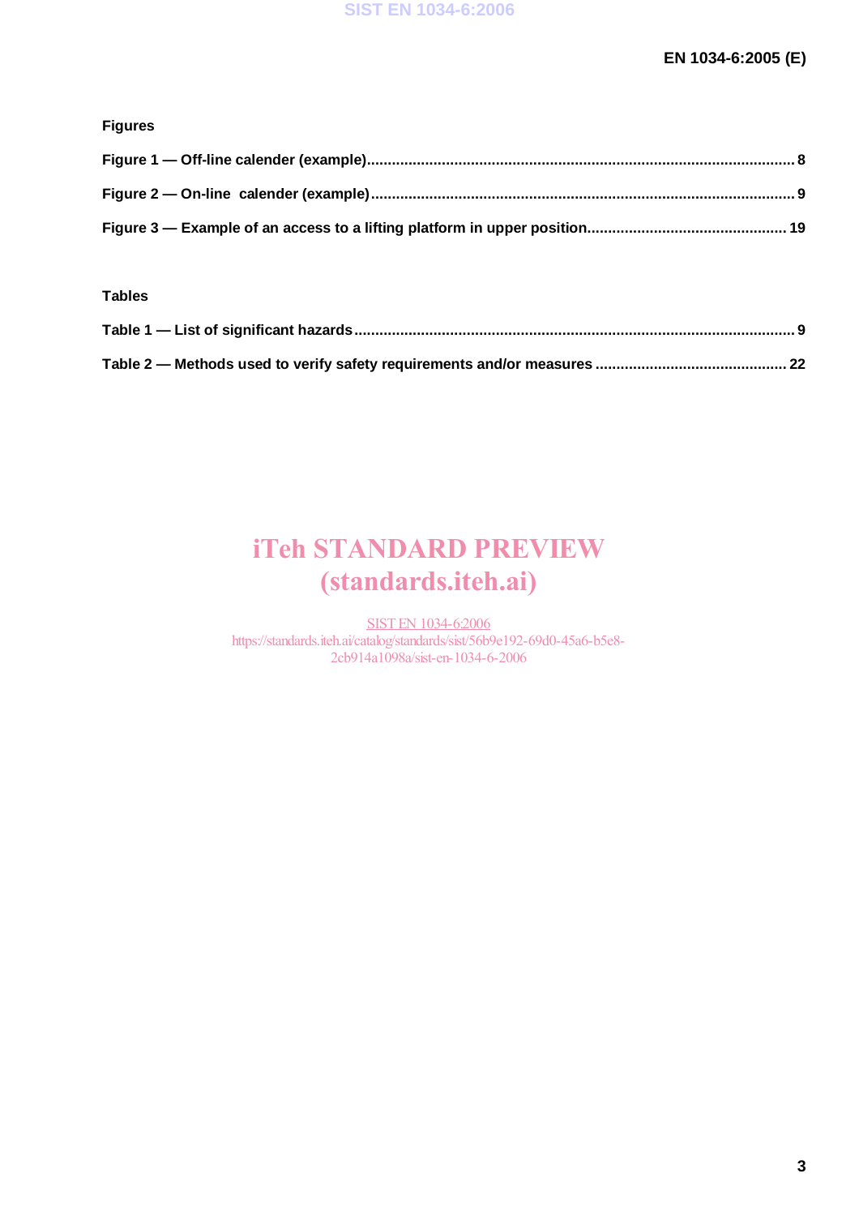**Figures**

**Figure 1 — Off-line calender (example)........................................................................................................ 8**

**Figure 2 — On-line calender (example)........................................................................................................ 9**

**Figure 3 — Example of an access to a lifting platform in upper position................................................ 19**

**Tables**

**Table 1 — List of significant hazards .............................................................................................................. 9**

**Table 2 — Methods used to verify safety requirements and/or measures ............................................... 22**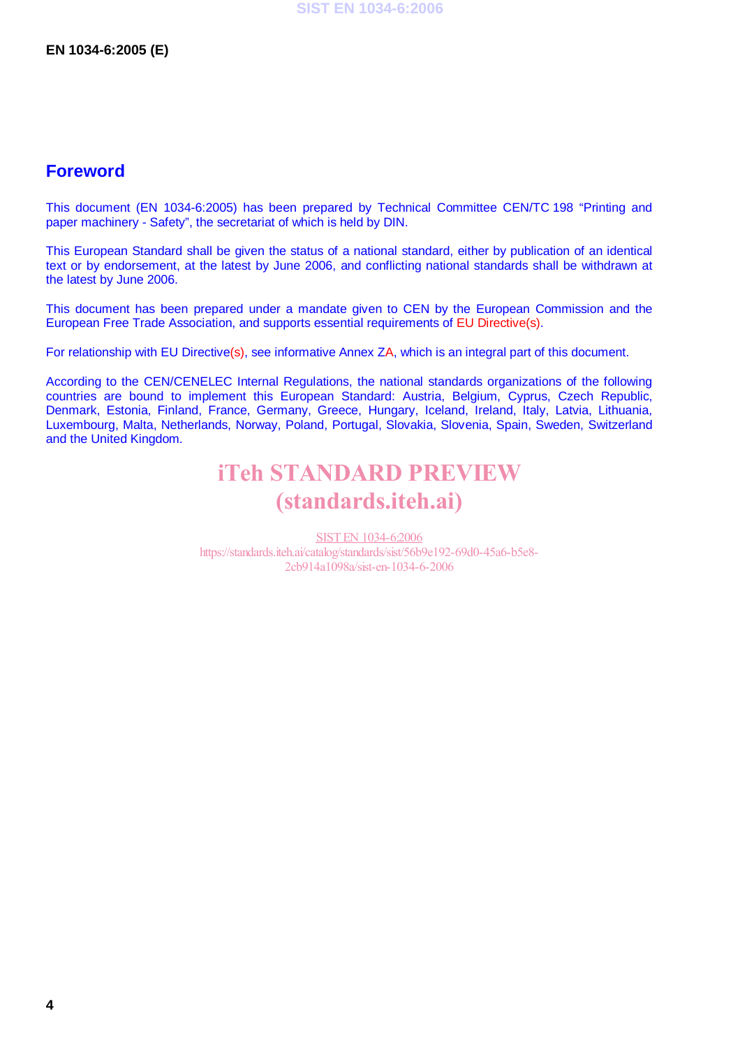# Foreword

This document (EN 1034-6:2005) has been prepared by Technical Committee CEN/TC 198 "Printing and paper machinery - Safety", the secretariat of which is held by DIN.

This European Standard shall be given the status of a national standard, either by publication of an identical text or by endorsement, at the latest by June 2006, and conflicting national standards shall be withdrawn at the latest by June 2006.

This document has been prepared under a mandate given to CEN by the European Commission and the European Free Trade Association, and supports essential requirements of EU Directive(s).

For relationship with EU Directive(s), see informative Annex ZA, which is an integral part of this document.

According to the CEN/CENELEC Internal Regulations, the national standards organizations of the following countries are bound to implement this European Standard: Austria, Belgium, Cyprus, Czech Republic, Denmark, Estonia, Finland, France, Germany, Greece, Hungary, Iceland, Ireland, Italy, Latvia, Lithuania, Luxembourg, Malta, Netherlands, Norway, Poland, Portugal, Slovakia, Slovenia, Spain, Sweden, Switzerland and the United Kingdom.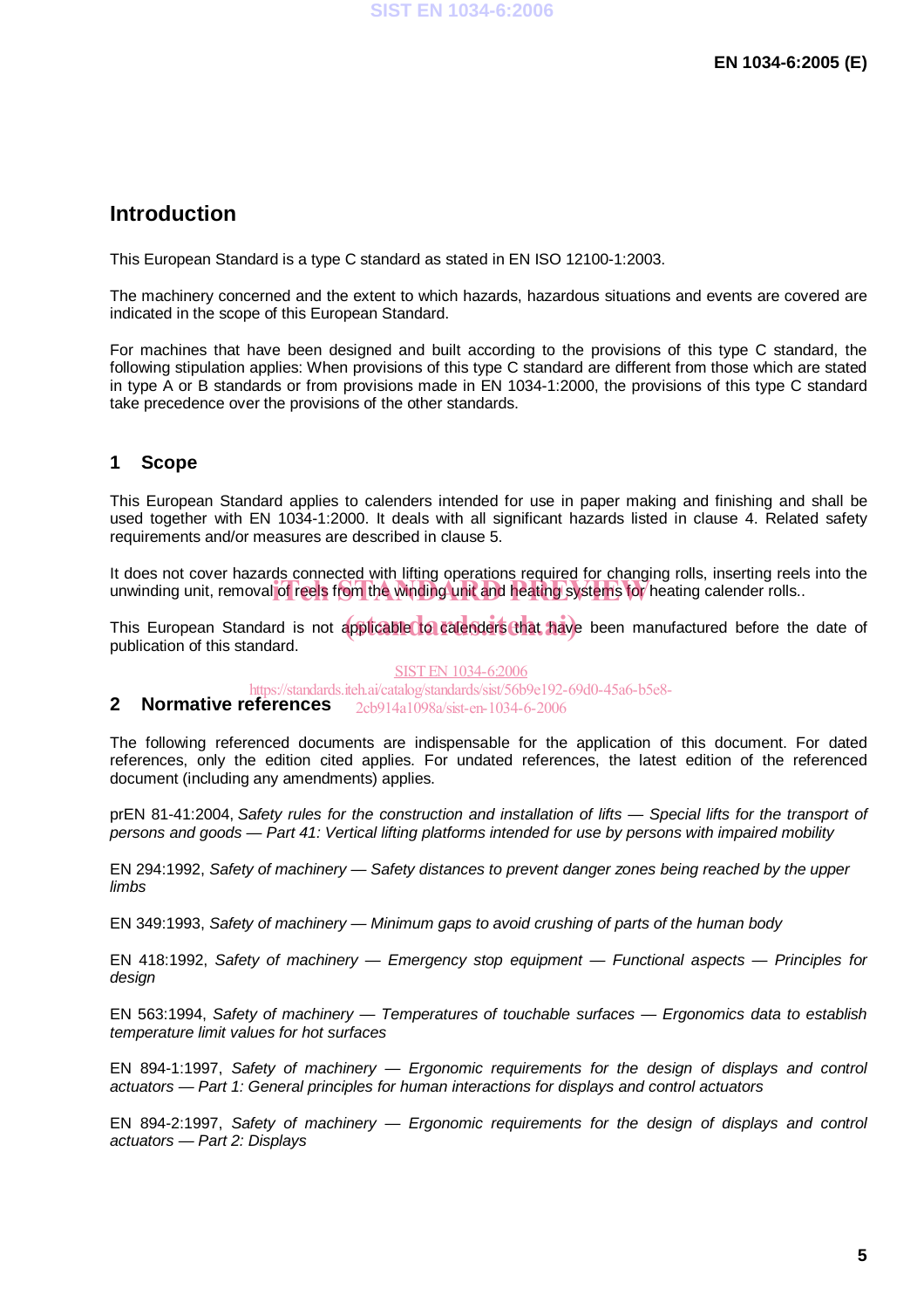# Introduction

This European Standard is a type C standard as stated in EN ISO 12100-1:2003.

The machinery concerned and the extent to which hazards, hazardous situations and events are covered are indicated in the scope of this European Standard.

For machines that have been designed and built according to the provisions of this type C standard, the following stipulation applies: When provisions of this type C standard are different from those which are stated in type A or B standards or from provisions made in EN 1034-1:2000, the provisions of this type C standard take precedence over the provisions of the other standards.

## 1 Scope

This European Standard applies to calenders intended for use in paper making and finishing and shall be used together with EN 1034-1:2000. It deals with all significant hazards listed in clause 4. Related safety requirements and/or measures are described in clause 5.

It does not cover hazards connected with lifting operations required for changing rolls, inserting reels into the unwinding unit, removal of reels from the winding unit and heating systems for heating calender rolls..

This European Standard is not applicable to calenders that have been manufactured before the date of publication of this standard.

## 2 Normative references

The following referenced documents are indispensable for the application of this document. For dated references, only the edition cited applies. For undated references, the latest edition of the referenced document (including any amendments) applies.

prEN 81-41:2004, *Safety rules for the construction and installation of lifts — Special lifts for the transport of persons and goods — Part 41: Vertical lifting platforms intended for use by persons with impaired mobility*

EN 294:1992, *Safety of machinery — Safety distances to prevent danger zones being reached by the upper limbs*

EN 349:1993, *Safety of machinery — Minimum gaps to avoid crushing of parts of the human body*

EN 418:1992, *Safety of machinery — Emergency stop equipment — Functional aspects — Principles for design*

EN 563:1994, *Safety of machinery — Temperatures of touchable surfaces — Ergonomics data to establish temperature limit values for hot surfaces*

EN 894-1:1997, *Safety of machinery — Ergonomic requirements for the design of displays and control actuators — Part 1: General principles for human interactions for displays and control actuators*

EN 894-2:1997, *Safety of machinery — Ergonomic requirements for the design of displays and control actuators — Part 2: Displays*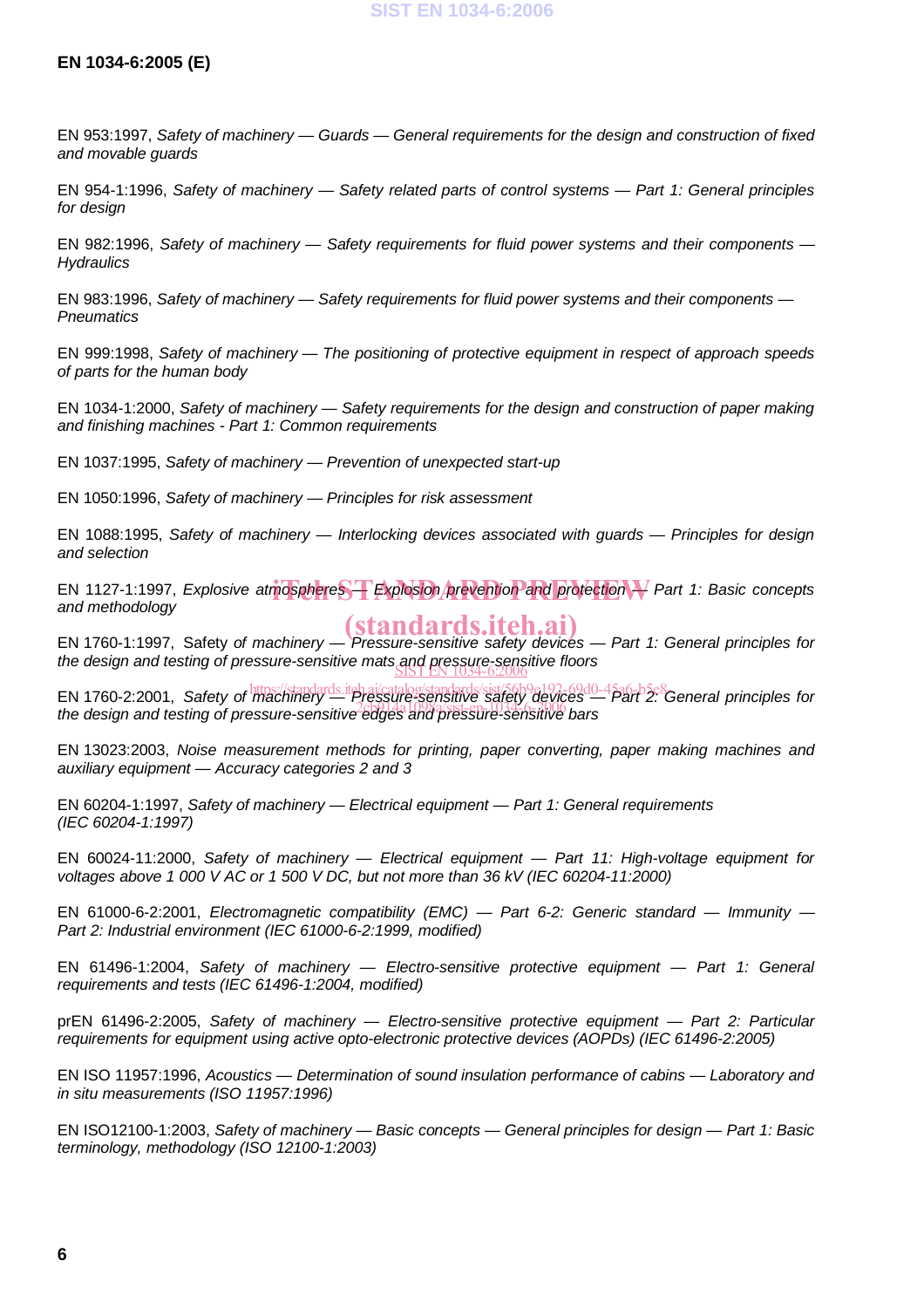EN 953:1997, *Safety of machinery — Guards — General requirements for the design and construction of fixed and movable guards*

EN 954-1:1996, *Safety of machinery — Safety related parts of control systems — Part 1: General principles for design*

EN 982:1996, *Safety of machinery — Safety requirements for fluid power systems and their components — Hydraulics*

EN 983:1996, *Safety of machinery — Safety requirements for fluid power systems and their components — Pneumatics*

EN 999:1998, *Safety of machinery — The positioning of protective equipment in respect of approach speeds of parts for the human body*

EN 1034-1:2000, *Safety of machinery — Safety requirements for the design and construction of paper making and finishing machines - Part 1: Common requirements*

EN 1037:1995, *Safety of machinery — Prevention of unexpected start-up*

EN 1050:1996, *Safety of machinery — Principles for risk assessment*

EN 1088:1995, *Safety of machinery — Interlocking devices associated with guards — Principles for design and selection*

EN 1127-1:1997, *Explosive atmospheres — Explosion prevention and protection — Part 1: Basic concepts and methodology*

EN 1760-1:1997, Safety *of machinery — Pressure-sensitive safety devices — Part 1: General principles for the design and testing of pressure-sensitive mats and pressure-sensitive floors*

EN 1760-2:2001, *Safety of machinery — Pressure-sensitive safety devices — Part 2: General principles for the design and testing of pressure-sensitive edges and pressure-sensitive bars*

EN 13023:2003, *Noise measurement methods for printing, paper converting, paper making machines and auxiliary equipment — Accuracy categories 2 and 3*

EN 60204-1:1997, *Safety of machinery — Electrical equipment — Part 1: General requirements (IEC 60204-1:1997)*

EN 60024-11:2000, *Safety of machinery — Electrical equipment — Part 11: High-voltage equipment for voltages above 1 000 V AC or 1 500 V DC, but not more than 36 kV (IEC 60204-11:2000)*

EN 61000-6-2:2001, *Electromagnetic compatibility (EMC) — Part 6-2: Generic standard — Immunity — Part 2: Industrial environment (IEC 61000-6-2:1999, modified)*

EN 61496-1:2004, *Safety of machinery — Electro-sensitive protective equipment — Part 1: General requirements and tests (IEC 61496-1:2004, modified)*

prEN 61496-2:2005, *Safety of machinery — Electro-sensitive protective equipment — Part 2: Particular requirements for equipment using active opto-electronic protective devices (AOPDs) (IEC 61496-2:2005)*

EN ISO 11957:1996, *Acoustics — Determination of sound insulation performance of cabins — Laboratory and in situ measurements (ISO 11957:1996)*

EN ISO12100-1:2003, *Safety of machinery — Basic concepts — General principles for design — Part 1: Basic terminology, methodology (ISO 12100-1:2003)*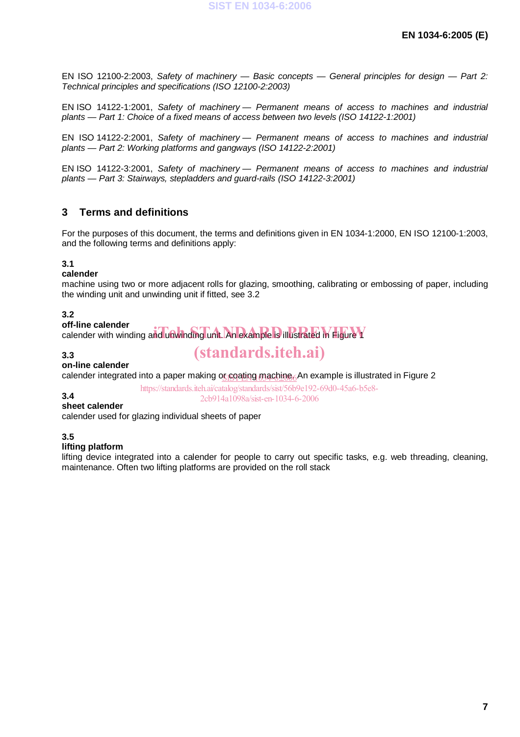EN ISO 12100-2:2003, *Safety of machinery — Basic concepts — General principles for design — Part 2: Technical principles and specifications (ISO 12100-2:2003)*

EN ISO 14122-1:2001, *Safety of machinery — Permanent means of access to machines and industrial plants — Part 1: Choice of a fixed means of access between two levels (ISO 14122-1:2001)*

EN ISO 14122-2:2001, *Safety of machinery — Permanent means of access to machines and industrial plants — Part 2: Working platforms and gangways (ISO 14122-2:2001)*

EN ISO 14122-3:2001, *Safety of machinery — Permanent means of access to machines and industrial plants — Part 3: Stairways, stepladders and guard-rails (ISO 14122-3:2001)*

## 3 Terms and definitions

For the purposes of this document, the terms and definitions given in EN 1034-1:2000, EN ISO 12100-1:2003, and the following terms and definitions apply:

**3.1**
**calender**
machine using two or more adjacent rolls for glazing, smoothing, calibrating or embossing of paper, including the winding unit and unwinding unit if fitted, see 3.2

**3.2**
**off-line calender**
calender with winding and unwinding unit. An example is illustrated in Figure 1

**3.3**
**on-line calender**
calender integrated into a paper making or coating machine. An example is illustrated in Figure 2

**3.4**
**sheet calender**
calender used for glazing individual sheets of paper

**3.5**
**lifting platform**
lifting device integrated into a calender for people to carry out specific tasks, e.g. web threading, cleaning, maintenance. Often two lifting platforms are provided on the roll stack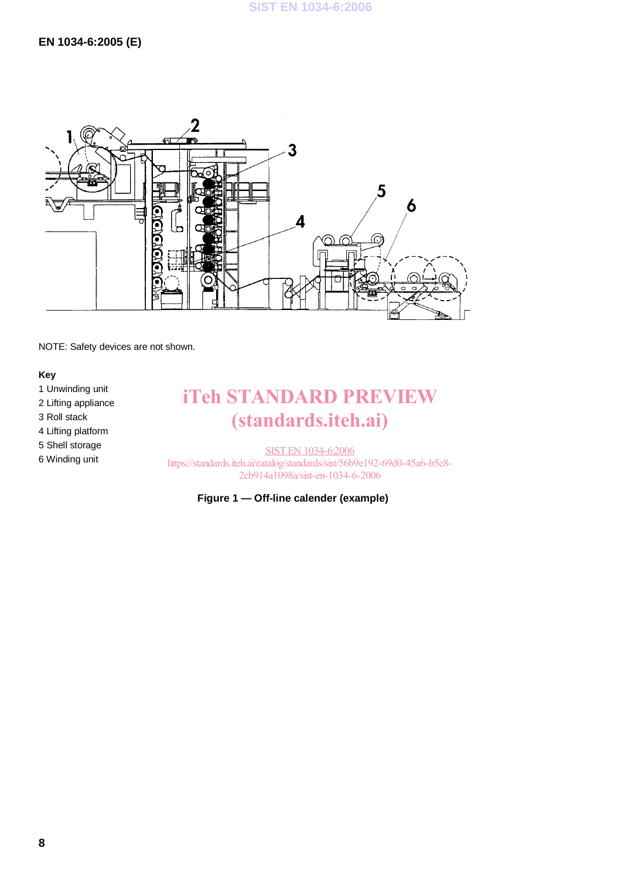NOTE: Safety devices are not shown.

**Key**

1 Unwinding unit
2 Lifting appliance
3 Roll stack
4 Lifting platform
5 Shell storage
6 Winding unit

**Figure 1 — Off-line calender (example)**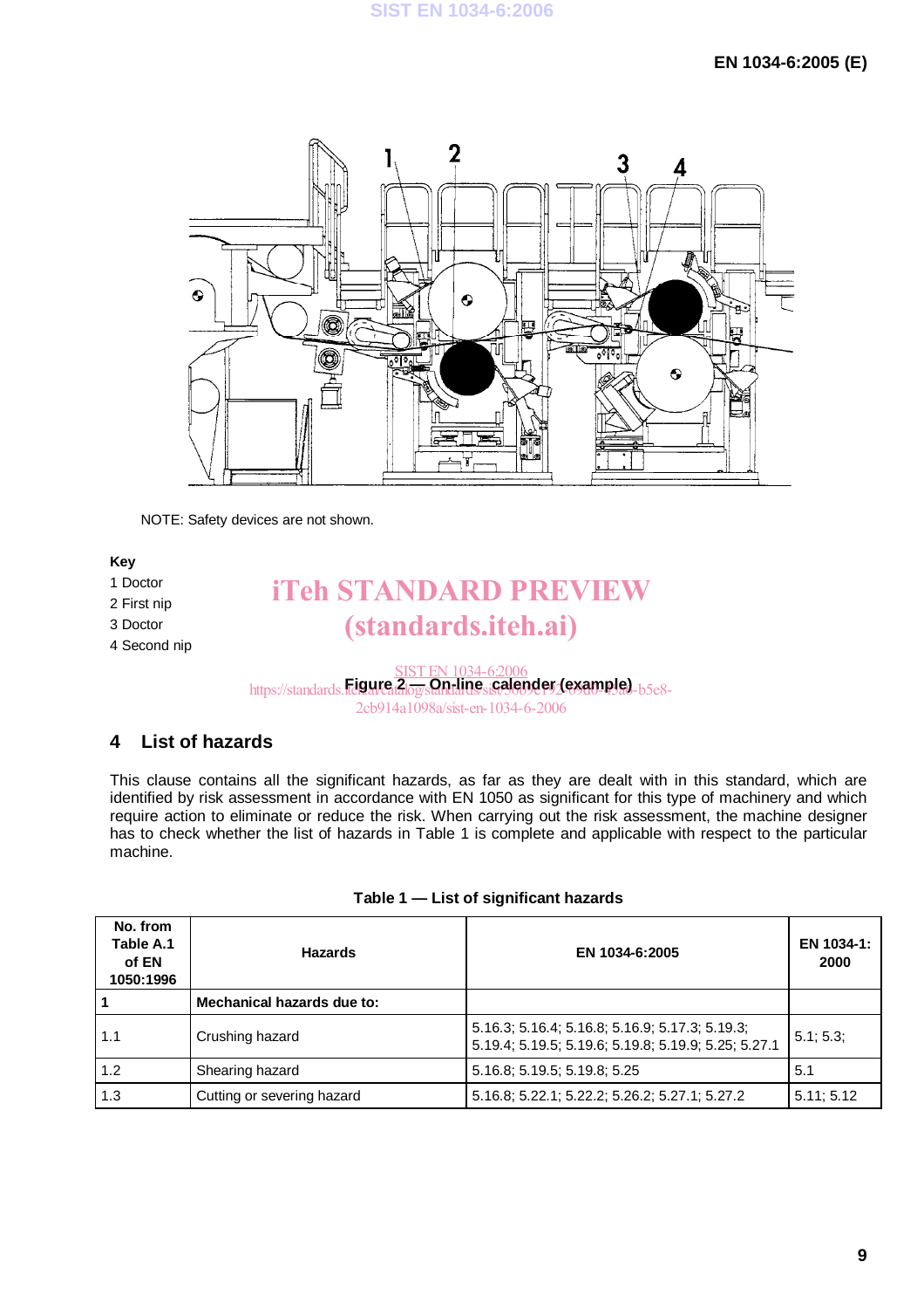NOTE: Safety devices are not shown.

**Key**

1 Doctor

2 First nip

3 Doctor

4 Second nip

**Figure 2 — On-line calender (example)**

## 4 List of hazards

This clause contains all the significant hazards, as far as they are dealt with in this standard, which are identified by risk assessment in accordance with EN 1050 as significant for this type of machinery and which require action to eliminate or reduce the risk. When carrying out the risk assessment, the machine designer has to check whether the list of hazards in Table 1 is complete and applicable with respect to the particular machine.

**Table 1 — List of significant hazards**

| No. from Table A.1 of EN 1050:1996 | Hazards | EN 1034-6:2005 | EN 1034-1: 2000 |
|---|---|---|---|
| **1** | **Mechanical hazards due to:** | | |
| 1.1 | Crushing hazard | 5.16.3; 5.16.4; 5.16.8; 5.16.9; 5.17.3; 5.19.3; 5.19.4; 5.19.5; 5.19.6; 5.19.8; 5.19.9; 5.25; 5.27.1 | 5.1; 5.3; |
| 1.2 | Shearing hazard | 5.16.8; 5.19.5; 5.19.8; 5.25 | 5.1 |
| 1.3 | Cutting or severing hazard | 5.16.8; 5.22.1; 5.22.2; 5.26.2; 5.27.1; 5.27.2 | 5.11; 5.12 |